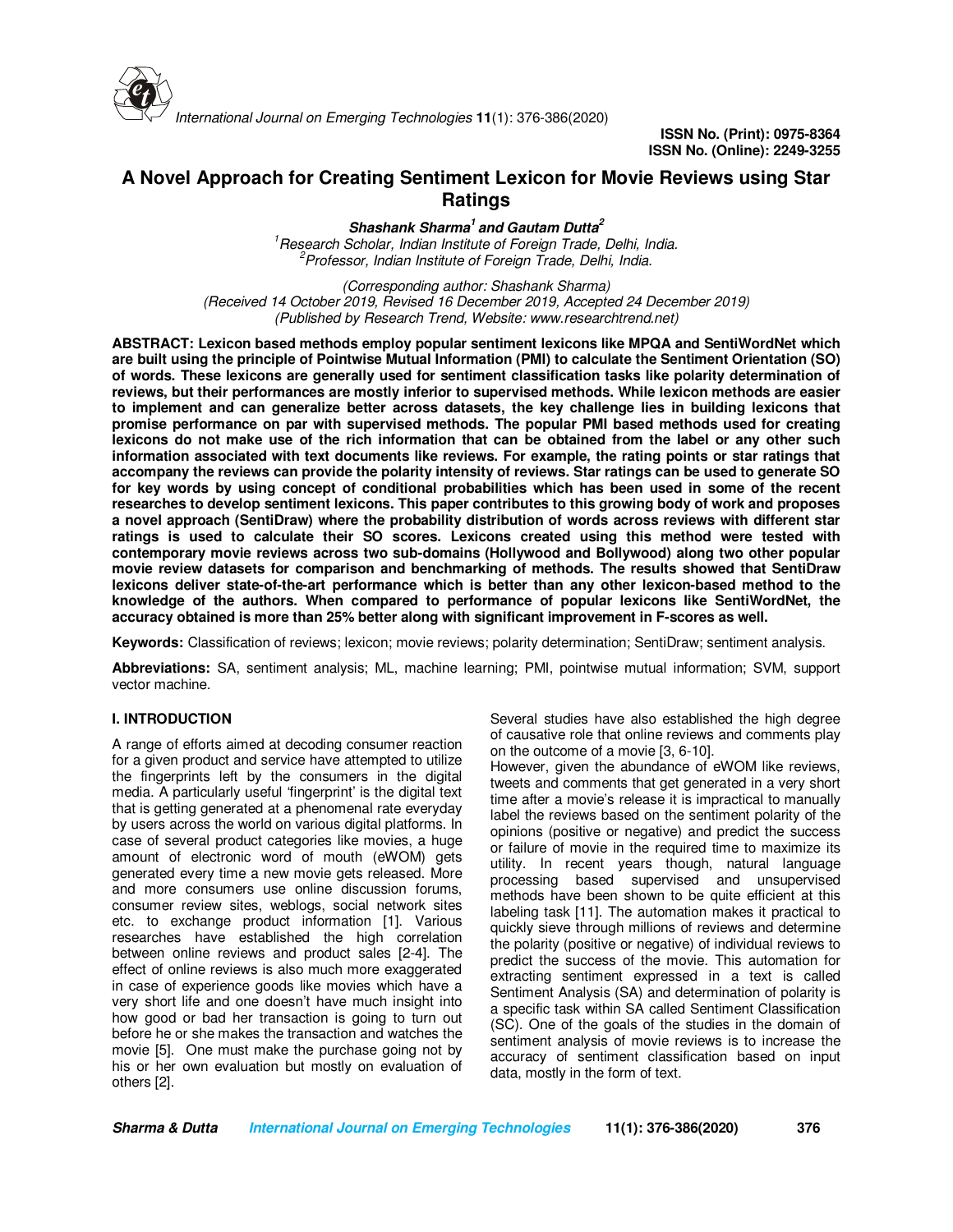ISSN No. (Print): 0975-8364
ISSN No. (Online): 2249-3255

# A Novel Approach for Creating Sentiment Lexicon for Movie Reviews using Star Ratings

***Shashank Sharma[1] and Gautam Dutta[2]***

*[1]Research Scholar, Indian Institute of Foreign Trade, Delhi, India.*
*[2]Professor, Indian Institute of Foreign Trade, Delhi, India.*

*(Corresponding author: Shashank Sharma)*
*(Received 14 October 2019, Revised 16 December 2019, Accepted 24 December 2019)*
*(Published by Research Trend, Website: www.researchtrend.net)*

**ABSTRACT: Lexicon based methods employ popular sentiment lexicons like MPQA and SentiWordNet which are built using the principle of Pointwise Mutual Information (PMI) to calculate the Sentiment Orientation (SO) of words. These lexicons are generally used for sentiment classification tasks like polarity determination of reviews, but their performances are mostly inferior to supervised methods. While lexicon methods are easier to implement and can generalize better across datasets, the key challenge lies in building lexicons that promise performance on par with supervised methods. The popular PMI based methods used for creating lexicons do not make use of the rich information that can be obtained from the label or any other such information associated with text documents like reviews. For example, the rating points or star ratings that accompany the reviews can provide the polarity intensity of reviews. Star ratings can be used to generate SO for key words by using concept of conditional probabilities which has been used in some of the recent researches to develop sentiment lexicons. This paper contributes to this growing body of work and proposes a novel approach (SentiDraw) where the probability distribution of words across reviews with different star ratings is used to calculate their SO scores. Lexicons created using this method were tested with contemporary movie reviews across two sub-domains (Hollywood and Bollywood) along two other popular movie review datasets for comparison and benchmarking of methods. The results showed that SentiDraw lexicons deliver state-of-the-art performance which is better than any other lexicon-based method to the knowledge of the authors. When compared to performance of popular lexicons like SentiWordNet, the accuracy obtained is more than 25% better along with significant improvement in F-scores as well.**

**Keywords:** Classification of reviews; lexicon; movie reviews; polarity determination; SentiDraw; sentiment analysis.

**Abbreviations:** SA, sentiment analysis; ML, machine learning; PMI, pointwise mutual information; SVM, support vector machine.

## I. INTRODUCTION

A range of efforts aimed at decoding consumer reaction for a given product and service have attempted to utilize the fingerprints left by the consumers in the digital media. A particularly useful 'fingerprint' is the digital text that is getting generated at a phenomenal rate everyday by users across the world on various digital platforms. In case of several product categories like movies, a huge amount of electronic word of mouth (eWOM) gets generated every time a new movie gets released. More and more consumers use online discussion forums, consumer review sites, weblogs, social network sites etc. to exchange product information [1]. Various researches have established the high correlation between online reviews and product sales [2-4]. The effect of online reviews is also much more exaggerated in case of experience goods like movies which have a very short life and one doesn't have much insight into how good or bad her transaction is going to turn out before he or she makes the transaction and watches the movie [5]. One must make the purchase going not by his or her own evaluation but mostly on evaluation of others [2].

Several studies have also established the high degree of causative role that online reviews and comments play on the outcome of a movie [3, 6-10].

However, given the abundance of eWOM like reviews, tweets and comments that get generated in a very short time after a movie's release it is impractical to manually label the reviews based on the sentiment polarity of the opinions (positive or negative) and predict the success or failure of movie in the required time to maximize its utility. In recent years though, natural language processing based supervised and unsupervised methods have been shown to be quite efficient at this labeling task [11]. The automation makes it practical to quickly sieve through millions of reviews and determine the polarity (positive or negative) of individual reviews to predict the success of the movie. This automation for extracting sentiment expressed in a text is called Sentiment Analysis (SA) and determination of polarity is a specific task within SA called Sentiment Classification (SC). One of the goals of the studies in the domain of sentiment analysis of movie reviews is to increase the accuracy of sentiment classification based on input data, mostly in the form of text.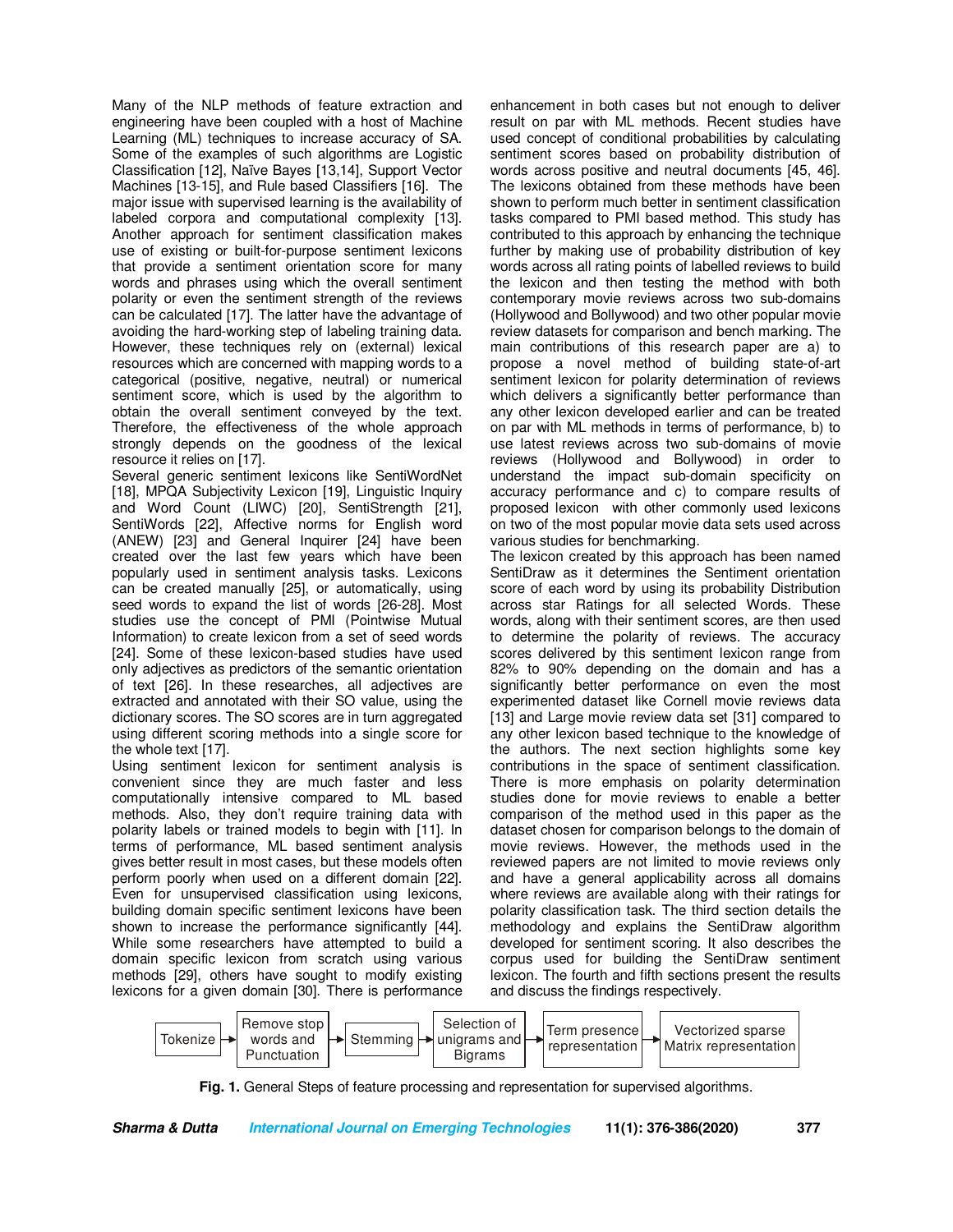Many of the NLP methods of feature extraction and engineering have been coupled with a host of Machine Learning (ML) techniques to increase accuracy of SA. Some of the examples of such algorithms are Logistic Classification [12], Naïve Bayes [13,14], Support Vector Machines [13-15], and Rule based Classifiers [16]. The major issue with supervised learning is the availability of labeled corpora and computational complexity [13]. Another approach for sentiment classification makes use of existing or built-for-purpose sentiment lexicons that provide a sentiment orientation score for many words and phrases using which the overall sentiment polarity or even the sentiment strength of the reviews can be calculated [17]. The latter have the advantage of avoiding the hard-working step of labeling training data. However, these techniques rely on (external) lexical resources which are concerned with mapping words to a categorical (positive, negative, neutral) or numerical sentiment score, which is used by the algorithm to obtain the overall sentiment conveyed by the text. Therefore, the effectiveness of the whole approach strongly depends on the goodness of the lexical resource it relies on [17].

Several generic sentiment lexicons like SentiWordNet [18], MPQA Subjectivity Lexicon [19], Linguistic Inquiry and Word Count (LIWC) [20], SentiStrength [21], SentiWords [22], Affective norms for English word (ANEW) [23] and General Inquirer [24] have been created over the last few years which have been popularly used in sentiment analysis tasks. Lexicons can be created manually [25], or automatically, using seed words to expand the list of words [26-28]. Most studies use the concept of PMI (Pointwise Mutual Information) to create lexicon from a set of seed words [24]. Some of these lexicon-based studies have used only adjectives as predictors of the semantic orientation of text [26]. In these researches, all adjectives are extracted and annotated with their SO value, using the dictionary scores. The SO scores are in turn aggregated using different scoring methods into a single score for the whole text [17].

Using sentiment lexicon for sentiment analysis is convenient since they are much faster and less computationally intensive compared to ML based methods. Also, they don't require training data with polarity labels or trained models to begin with [11]. In terms of performance, ML based sentiment analysis gives better result in most cases, but these models often perform poorly when used on a different domain [22]. Even for unsupervised classification using lexicons, building domain specific sentiment lexicons have been shown to increase the performance significantly [44]. While some researchers have attempted to build a domain specific lexicon from scratch using various methods [29], others have sought to modify existing lexicons for a given domain [30]. There is performance enhancement in both cases but not enough to deliver result on par with ML methods. Recent studies have used concept of conditional probabilities by calculating sentiment scores based on probability distribution of words across positive and neutral documents [45, 46]. The lexicons obtained from these methods have been shown to perform much better in sentiment classification tasks compared to PMI based method. This study has contributed to this approach by enhancing the technique further by making use of probability distribution of key words across all rating points of labelled reviews to build the lexicon and then testing the method with both contemporary movie reviews across two sub-domains (Hollywood and Bollywood) and two other popular movie review datasets for comparison and bench marking. The main contributions of this research paper are a) to propose a novel method of building state-of-art sentiment lexicon for polarity determination of reviews which delivers a significantly better performance than any other lexicon developed earlier and can be treated on par with ML methods in terms of performance, b) to use latest reviews across two sub-domains of movie reviews (Hollywood and Bollywood) in order to understand the impact sub-domain specificity on accuracy performance and c) to compare results of proposed lexicon with other commonly used lexicons on two of the most popular movie data sets used across various studies for benchmarking.

The lexicon created by this approach has been named SentiDraw as it determines the Sentiment orientation score of each word by using its probability Distribution across star Ratings for all selected Words. These words, along with their sentiment scores, are then used to determine the polarity of reviews. The accuracy scores delivered by this sentiment lexicon range from 82% to 90% depending on the domain and has a significantly better performance on even the most experimented dataset like Cornell movie reviews data [13] and Large movie review data set [31] compared to any other lexicon based technique to the knowledge of the authors. The next section highlights some key contributions in the space of sentiment classification. There is more emphasis on polarity determination studies done for movie reviews to enable a better comparison of the method used in this paper as the dataset chosen for comparison belongs to the domain of movie reviews. However, the methods used in the reviewed papers are not limited to movie reviews only and have a general applicability across all domains where reviews are available along with their ratings for polarity classification task. The third section details the methodology and explains the SentiDraw algorithm developed for sentiment scoring. It also describes the corpus used for building the SentiDraw sentiment lexicon. The fourth and fifth sections present the results and discuss the findings respectively.

Tokenize → Remove stop words and Punctuation → Stemming → Selection of unigrams and Bigrams → Term presence representation → Vectorized sparse Matrix representation

**Fig. 1.** General Steps of feature processing and representation for supervised algorithms.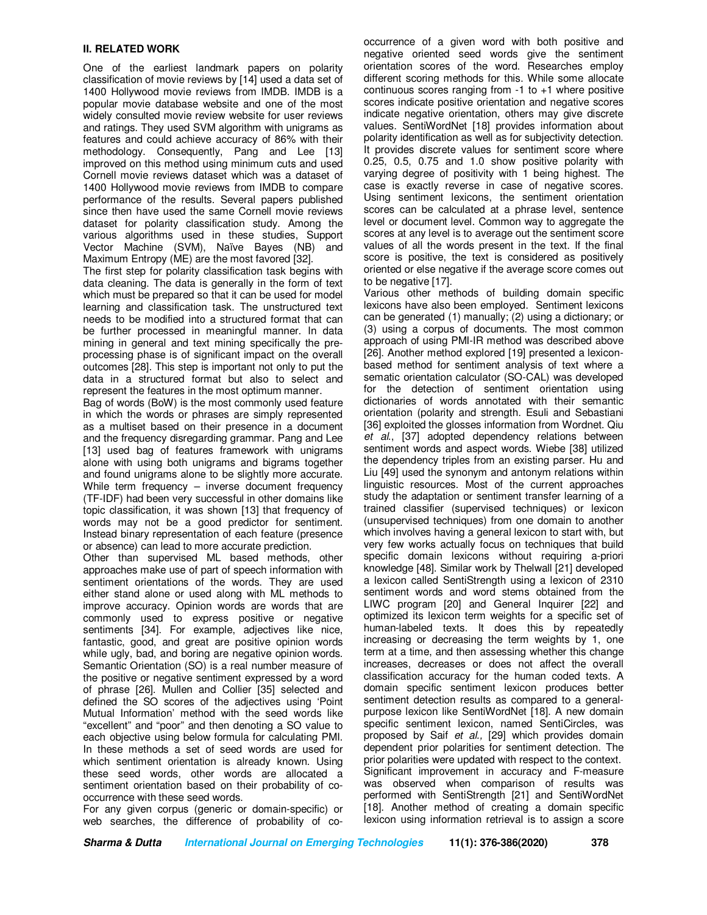## II. RELATED WORK

One of the earliest landmark papers on polarity classification of movie reviews by [14] used a data set of 1400 Hollywood movie reviews from IMDB. IMDB is a popular movie database website and one of the most widely consulted movie review website for user reviews and ratings. They used SVM algorithm with unigrams as features and could achieve accuracy of 86% with their methodology. Consequently, Pang and Lee [13] improved on this method using minimum cuts and used Cornell movie reviews dataset which was a dataset of 1400 Hollywood movie reviews from IMDB to compare performance of the results. Several papers published since then have used the same Cornell movie reviews dataset for polarity classification study. Among the various algorithms used in these studies, Support Vector Machine (SVM), Naïve Bayes (NB) and Maximum Entropy (ME) are the most favored [32].

The first step for polarity classification task begins with data cleaning. The data is generally in the form of text which must be prepared so that it can be used for model learning and classification task. The unstructured text needs to be modified into a structured format that can be further processed in meaningful manner. In data mining in general and text mining specifically the pre-processing phase is of significant impact on the overall outcomes [28]. This step is important not only to put the data in a structured format but also to select and represent the features in the most optimum manner.

Bag of words (BoW) is the most commonly used feature in which the words or phrases are simply represented as a multiset based on their presence in a document and the frequency disregarding grammar. Pang and Lee [13] used bag of features framework with unigrams alone with using both unigrams and bigrams together and found unigrams alone to be slightly more accurate. While term frequency – inverse document frequency (TF-IDF) had been very successful in other domains like topic classification, it was shown [13] that frequency of words may not be a good predictor for sentiment. Instead binary representation of each feature (presence or absence) can lead to more accurate prediction.

Other than supervised ML based methods, other approaches make use of part of speech information with sentiment orientations of the words. They are used either stand alone or used along with ML methods to improve accuracy. Opinion words are words that are commonly used to express positive or negative sentiments [34]. For example, adjectives like nice, fantastic, good, and great are positive opinion words while ugly, bad, and boring are negative opinion words. Semantic Orientation (SO) is a real number measure of the positive or negative sentiment expressed by a word of phrase [26]. Mullen and Collier [35] selected and defined the SO scores of the adjectives using 'Point Mutual Information' method with the seed words like "excellent" and "poor" and then denoting a SO value to each objective using below formula for calculating PMI. In these methods a set of seed words are used for which sentiment orientation is already known. Using these seed words, other words are allocated a sentiment orientation based on their probability of co-occurrence with these seed words.

For any given corpus (generic or domain-specific) or web searches, the difference of probability of co-occurrence of a given word with both positive and negative oriented seed words give the sentiment orientation scores of the word. Researches employ different scoring methods for this. While some allocate continuous scores ranging from -1 to +1 where positive scores indicate positive orientation and negative scores indicate negative orientation, others may give discrete values. SentiWordNet [18] provides information about polarity identification as well as for subjectivity detection. It provides discrete values for sentiment score where 0.25, 0.5, 0.75 and 1.0 show positive polarity with varying degree of positivity with 1 being highest. The case is exactly reverse in case of negative scores. Using sentiment lexicons, the sentiment orientation scores can be calculated at a phrase level, sentence level or document level. Common way to aggregate the scores at any level is to average out the sentiment score values of all the words present in the text. If the final score is positive, the text is considered as positively oriented or else negative if the average score comes out to be negative [17].

Various other methods of building domain specific lexicons have also been employed. Sentiment lexicons can be generated (1) manually; (2) using a dictionary; or (3) using a corpus of documents. The most common approach of using PMI-IR method was described above [26]. Another method explored [19] presented a lexicon-based method for sentiment analysis of text where a sematic orientation calculator (SO-CAL) was developed for the detection of sentiment orientation using dictionaries of words annotated with their semantic orientation (polarity and strength. Esuli and Sebastiani [36] exploited the glosses information from Wordnet. Qiu *et al.*, [37] adopted dependency relations between sentiment words and aspect words. Wiebe [38] utilized the dependency triples from an existing parser. Hu and Liu [49] used the synonym and antonym relations within linguistic resources. Most of the current approaches study the adaptation or sentiment transfer learning of a trained classifier (supervised techniques) or lexicon (unsupervised techniques) from one domain to another which involves having a general lexicon to start with, but very few works actually focus on techniques that build specific domain lexicons without requiring a-priori knowledge [48]. Similar work by Thelwall [21] developed a lexicon called SentiStrength using a lexicon of 2310 sentiment words and word stems obtained from the LIWC program [20] and General Inquirer [22] and optimized its lexicon term weights for a specific set of human-labeled texts. It does this by repeatedly increasing or decreasing the term weights by 1, one term at a time, and then assessing whether this change increases, decreases or does not affect the overall classification accuracy for the human coded texts. A domain specific sentiment lexicon produces better sentiment detection results as compared to a general-purpose lexicon like SentiWordNet [18]. A new domain specific sentiment lexicon, named SentiCircles, was proposed by Saif *et al.,* [29] which provides domain dependent prior polarities for sentiment detection. The prior polarities were updated with respect to the context. Significant improvement in accuracy and F-measure was observed when comparison of results was performed with SentiStrength [21] and SentiWordNet [18]. Another method of creating a domain specific lexicon using information retrieval is to assign a score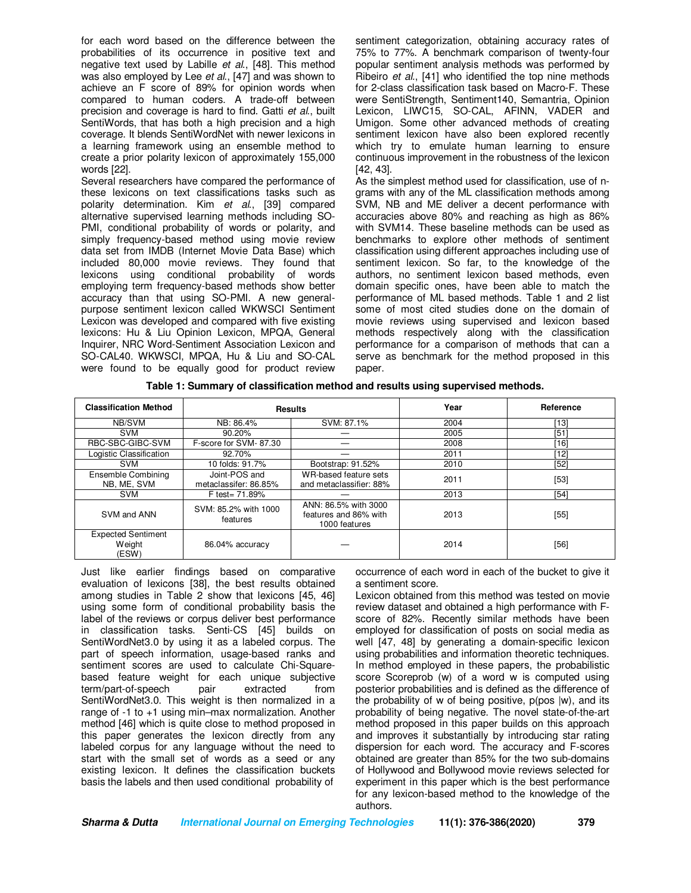for each word based on the difference between the probabilities of its occurrence in positive text and negative text used by Labille *et al*., [48]. This method was also employed by Lee *et al*., [47] and was shown to achieve an F score of 89% for opinion words when compared to human coders. A trade-off between precision and coverage is hard to find. Gatti *et al*., built SentiWords, that has both a high precision and a high coverage. It blends SentiWordNet with newer lexicons in a learning framework using an ensemble method to create a prior polarity lexicon of approximately 155,000 words [22].

Several researchers have compared the performance of these lexicons on text classifications tasks such as polarity determination. Kim *et al*., [39] compared alternative supervised learning methods including SO-PMI, conditional probability of words or polarity, and simply frequency-based method using movie review data set from IMDB (Internet Movie Data Base) which included 80,000 movie reviews. They found that lexicons using conditional probability of words employing term frequency-based methods show better accuracy than that using SO-PMI. A new general-purpose sentiment lexicon called WKWSCI Sentiment Lexicon was developed and compared with five existing lexicons: Hu & Liu Opinion Lexicon, MPQA, General Inquirer, NRC Word-Sentiment Association Lexicon and SO-CAL40. WKWSCI, MPQA, Hu & Liu and SO-CAL were found to be equally good for product review sentiment categorization, obtaining accuracy rates of 75% to 77%. A benchmark comparison of twenty-four popular sentiment analysis methods was performed by Ribeiro *et al*., [41] who identified the top nine methods for 2-class classification task based on Macro-F. These were SentiStrength, Sentiment140, Semantria, Opinion Lexicon, LIWC15, SO-CAL, AFINN, VADER and Umigon. Some other advanced methods of creating sentiment lexicon have also been explored recently which try to emulate human learning to ensure continuous improvement in the robustness of the lexicon [42, 43].

As the simplest method used for classification, use of n-grams with any of the ML classification methods among SVM, NB and ME deliver a decent performance with accuracies above 80% and reaching as high as 86% with SVM14. These baseline methods can be used as benchmarks to explore other methods of sentiment classification using different approaches including use of sentiment lexicon. So far, to the knowledge of the authors, no sentiment lexicon based methods, even domain specific ones, have been able to match the performance of ML based methods. Table 1 and 2 list some of most cited studies done on the domain of movie reviews using supervised and lexicon based methods respectively along with the classification performance for a comparison of methods that can a serve as benchmark for the method proposed in this paper.

**Table 1: Summary of classification method and results using supervised methods.**

| Classification Method | Results | | Year | Reference |
|---|---|---|---|---|
| NB/SVM | NB: 86.4% | SVM: 87.1% | 2004 | [13] |
| SVM | 90.20% | — | 2005 | [51] |
| RBC-SBC-GIBC-SVM | F-score for SVM- 87.30 | — | 2008 | [16] |
| Logistic Classification | 92.70% | — | 2011 | [12] |
| SVM | 10 folds: 91.7% | Bootstrap: 91.52% | 2010 | [52] |
| Ensemble Combining NB, ME, SVM | Joint-POS and metaclassifer: 86.85% | WR-based feature sets and metaclassifier: 88% | 2011 | [53] |
| SVM | F test= 71.89% | — | 2013 | [54] |
| SVM and ANN | SVM: 85.2% with 1000 features | ANN: 86.5% with 3000 features and 86% with 1000 features | 2013 | [55] |
| Expected Sentiment Weight (ESW) | 86.04% accuracy | — | 2014 | [56] |

Just like earlier findings based on comparative evaluation of lexicons [38], the best results obtained among studies in Table 2 show that lexicons [45, 46] using some form of conditional probability basis the label of the reviews or corpus deliver best performance in classification tasks. Senti-CS [45] builds on SentiWordNet3.0 by using it as a labeled corpus. The part of speech information, usage-based ranks and sentiment scores are used to calculate Chi-Square-based feature weight for each unique subjective term/part-of-speech pair extracted from SentiWordNet3.0. This weight is then normalized in a range of -1 to +1 using min–max normalization. Another method [46] which is quite close to method proposed in this paper generates the lexicon directly from any labeled corpus for any language without the need to start with the small set of words as a seed or any existing lexicon. It defines the classification buckets basis the labels and then used conditional probability of occurrence of each word in each of the bucket to give it a sentiment score.

Lexicon obtained from this method was tested on movie review dataset and obtained a high performance with F-score of 82%. Recently similar methods have been employed for classification of posts on social media as well [47, 48] by generating a domain-specific lexicon using probabilities and information theoretic techniques. In method employed in these papers, the probabilistic score Scoreprob (w) of a word w is computed using posterior probabilities and is defined as the difference of the probability of w of being positive, p(pos |w), and its probability of being negative. The novel state-of-the-art method proposed in this paper builds on this approach and improves it substantially by introducing star rating dispersion for each word. The accuracy and F-scores obtained are greater than 85% for the two sub-domains of Hollywood and Bollywood movie reviews selected for experiment in this paper which is the best performance for any lexicon-based method to the knowledge of the authors.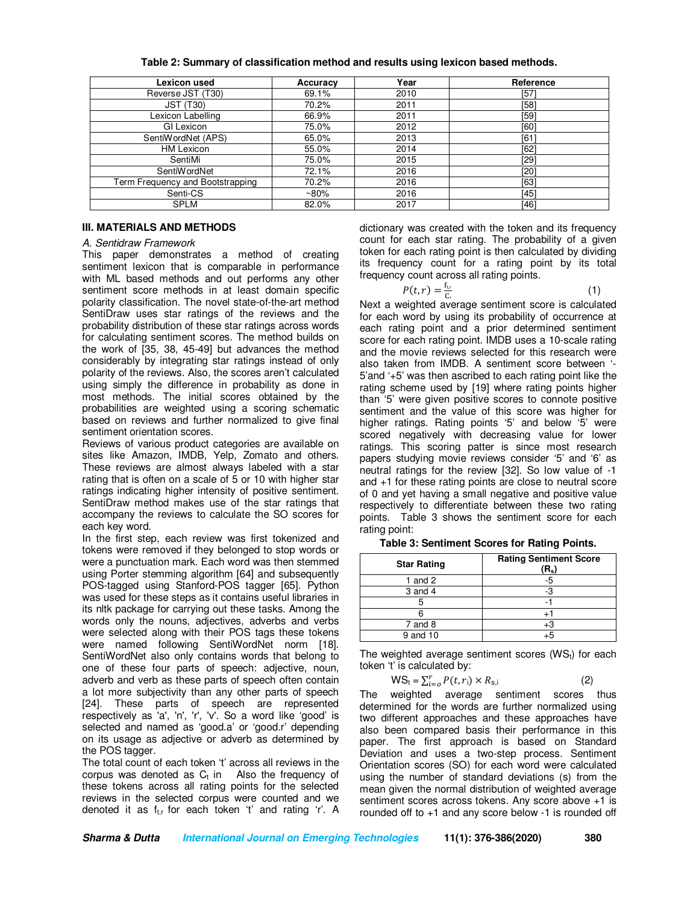**Table 2: Summary of classification method and results using lexicon based methods.**

| Lexicon used | Accuracy | Year | Reference |
|---|---|---|---|
| Reverse JST (T30) | 69.1% | 2010 | [57] |
| JST (T30) | 70.2% | 2011 | [58] |
| Lexicon Labelling | 66.9% | 2011 | [59] |
| GI Lexicon | 75.0% | 2012 | [60] |
| SentiWordNet (APS) | 65.0% | 2013 | [61] |
| HM Lexicon | 55.0% | 2014 | [62] |
| SentiMi | 75.0% | 2015 | [29] |
| SentiWordNet | 72.1% | 2016 | [20] |
| Term Frequency and Bootstrapping | 70.2% | 2016 | [63] |
| Senti-CS | ~80% | 2016 | [45] |
| SPLM | 82.0% | 2017 | [46] |

## III. MATERIALS AND METHODS

### *A. Sentidraw Framework*

This paper demonstrates a method of creating sentiment lexicon that is comparable in performance with ML based methods and out performs any other sentiment score methods in at least domain specific polarity classification. The novel state-of-the-art method SentiDraw uses star ratings of the reviews and the probability distribution of these star ratings across words for calculating sentiment scores. The method builds on the work of [35, 38, 45-49] but advances the method considerably by integrating star ratings instead of only polarity of the reviews. Also, the scores aren't calculated using simply the difference in probability as done in most methods. The initial scores obtained by the probabilities are weighted using a scoring schematic based on reviews and further normalized to give final sentiment orientation scores.

Reviews of various product categories are available on sites like Amazon, IMDB, Yelp, Zomato and others. These reviews are almost always labeled with a star rating that is often on a scale of 5 or 10 with higher star ratings indicating higher intensity of positive sentiment. SentiDraw method makes use of the star ratings that accompany the reviews to calculate the SO scores for each key word.

In the first step, each review was first tokenized and tokens were removed if they belonged to stop words or were a punctuation mark. Each word was then stemmed using Porter stemming algorithm [64] and subsequently POS-tagged using Stanford-POS tagger [65]. Python was used for these steps as it contains useful libraries in its nltk package for carrying out these tasks. Among the words only the nouns, adjectives, adverbs and verbs were selected along with their POS tags these tokens were named following SentiWordNet norm [18]. SentiWordNet also only contains words that belong to one of these four parts of speech: adjective, noun, adverb and verb as these parts of speech often contain a lot more subjectivity than any other parts of speech [24]. These parts of speech are represented respectively as 'a', 'n', 'r', 'v'. So a word like 'good' is selected and named as 'good.a' or 'good.r' depending on its usage as adjective or adverb as determined by the POS tagger.

The total count of each token 't' across all reviews in the corpus was denoted as $C_t$ in Also the frequency of these tokens across all rating points for the selected reviews in the selected corpus were counted and we denoted it as $f_{t,r}$ for each token 't' and rating 'r'. A dictionary was created with the token and its frequency count for each star rating. The probability of a given token for each rating point is then calculated by dividing its frequency count for a rating point by its total frequency count across all rating points.

$$P(t,r) = \frac{f_{t,r}}{C_t} \tag{1}$$

Next a weighted average sentiment score is calculated for each word by using its probability of occurrence at each rating point and a prior determined sentiment score for each rating point. IMDB uses a 10-scale rating and the movie reviews selected for this research were also taken from IMDB. A sentiment score between '-5'and '+5' was then ascribed to each rating point like the rating scheme used by [19] where rating points higher than '5' were given positive scores to connote positive sentiment and the value of this score was higher for higher ratings. Rating points '5' and below '5' were scored negatively with decreasing value for lower ratings. This scoring patter is since most research papers studying movie reviews consider '5' and '6' as neutral ratings for the review [32]. So low value of -1 and +1 for these rating points are close to neutral score of 0 and yet having a small negative and positive value respectively to differentiate between these two rating points. Table 3 shows the sentiment score for each rating point:

**Table 3: Sentiment Scores for Rating Points.**

| Star Rating | Rating Sentiment Score ($R_s$) |
|---|---|
| 1 and 2 | -5 |
| 3 and 4 | -3 |
| 5 | -1 |
| 6 | +1 |
| 7 and 8 | +3 |
| 9 and 10 | +5 |

The weighted average sentiment scores ($WS_t$) for each token 't' is calculated by:

$$WS_t = \sum_{i=o}^{r} P(t, r_i) \times R_{s,i} \tag{2}$$

The weighted average sentiment scores thus determined for the words are further normalized using two different approaches and these approaches have also been compared basis their performance in this paper. The first approach is based on Standard Deviation and uses a two-step process. Sentiment Orientation scores (SO) for each word were calculated using the number of standard deviations (s) from the mean given the normal distribution of weighted average sentiment scores across tokens. Any score above +1 is rounded off to +1 and any score below -1 is rounded off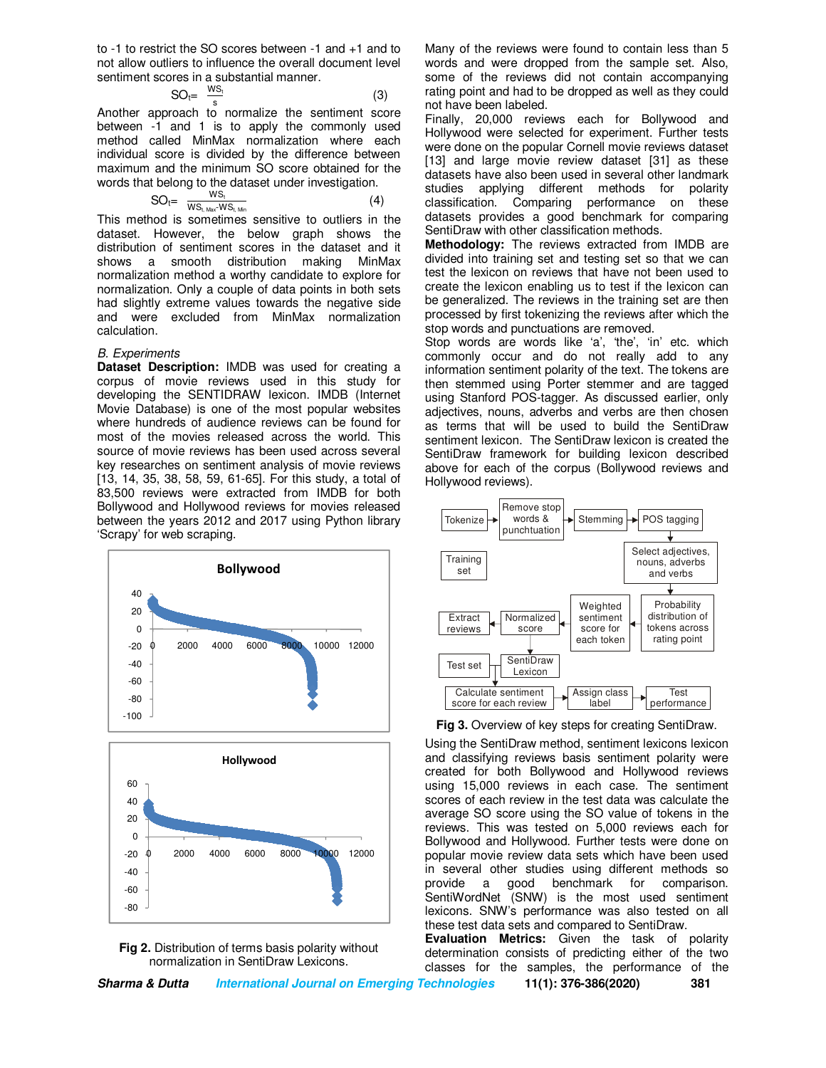to -1 to restrict the SO scores between -1 and +1 and to not allow outliers to influence the overall document level sentiment scores in a substantial manner.

$$SO_t = \frac{WS_t}{s} \quad (3)$$

Another approach to normalize the sentiment score between -1 and 1 is to apply the commonly used method called MinMax normalization where each individual score is divided by the difference between maximum and the minimum SO score obtained for the words that belong to the dataset under investigation.

$$SO_t = \frac{WS_t}{WS_{t,Max} - WS_{t,Min}} \quad (4)$$

This method is sometimes sensitive to outliers in the dataset. However, the below graph shows the distribution of sentiment scores in the dataset and it shows a smooth distribution making MinMax normalization method a worthy candidate to explore for normalization. Only a couple of data points in both sets had slightly extreme values towards the negative side and were excluded from MinMax normalization calculation.

*B. Experiments*

**Dataset Description:** IMDB was used for creating a corpus of movie reviews used in this study for developing the SENTIDRAW lexicon. IMDB (Internet Movie Database) is one of the most popular websites where hundreds of audience reviews can be found for most of the movies released across the world. This source of movie reviews has been used across several key researches on sentiment analysis of movie reviews [13, 14, 35, 38, 58, 59, 61-65]. For this study, a total of 83,500 reviews were extracted from IMDB for both Bollywood and Hollywood reviews for movies released between the years 2012 and 2017 using Python library 'Scrapy' for web scraping.

**Fig 2.** Distribution of terms basis polarity without normalization in SentiDraw Lexicons.

Many of the reviews were found to contain less than 5 words and were dropped from the sample set. Also, some of the reviews did not contain accompanying rating point and had to be dropped as well as they could not have been labeled.

Finally, 20,000 reviews each for Bollywood and Hollywood were selected for experiment. Further tests were done on the popular Cornell movie reviews dataset [13] and large movie review dataset [31] as these datasets have also been used in several other landmark studies applying different methods for polarity classification. Comparing performance on these datasets provides a good benchmark for comparing SentiDraw with other classification methods.

**Methodology:** The reviews extracted from IMDB are divided into training set and testing set so that we can test the lexicon on reviews that have not been used to create the lexicon enabling us to test if the lexicon can be generalized. The reviews in the training set are then processed by first tokenizing the reviews after which the stop words and punctuations are removed.

Stop words are words like 'a', 'the', 'in' etc. which commonly occur and do not really add to any information sentiment polarity of the text. The tokens are then stemmed using Porter stemmer and are tagged using Stanford POS-tagger. As discussed earlier, only adjectives, nouns, adverbs and verbs are then chosen as terms that will be used to build the SentiDraw sentiment lexicon. The SentiDraw lexicon is created the SentiDraw framework for building lexicon described above for each of the corpus (Bollywood reviews and Hollywood reviews).

**Fig 3.** Overview of key steps for creating SentiDraw.

Using the SentiDraw method, sentiment lexicons lexicon and classifying reviews basis sentiment polarity were created for both Bollywood and Hollywood reviews using 15,000 reviews in each case. The sentiment scores of each review in the test data was calculate the average SO score using the SO value of tokens in the reviews. This was tested on 5,000 reviews each for Bollywood and Hollywood. Further tests were done on popular movie review data sets which have been used in several other studies using different methods so provide a good benchmark for comparison. SentiWordNet (SNW) is the most used sentiment lexicons. SNW's performance was also tested on all these test data sets and compared to SentiDraw.

**Evaluation Metrics:** Given the task of polarity determination consists of predicting either of the two classes for the samples, the performance of the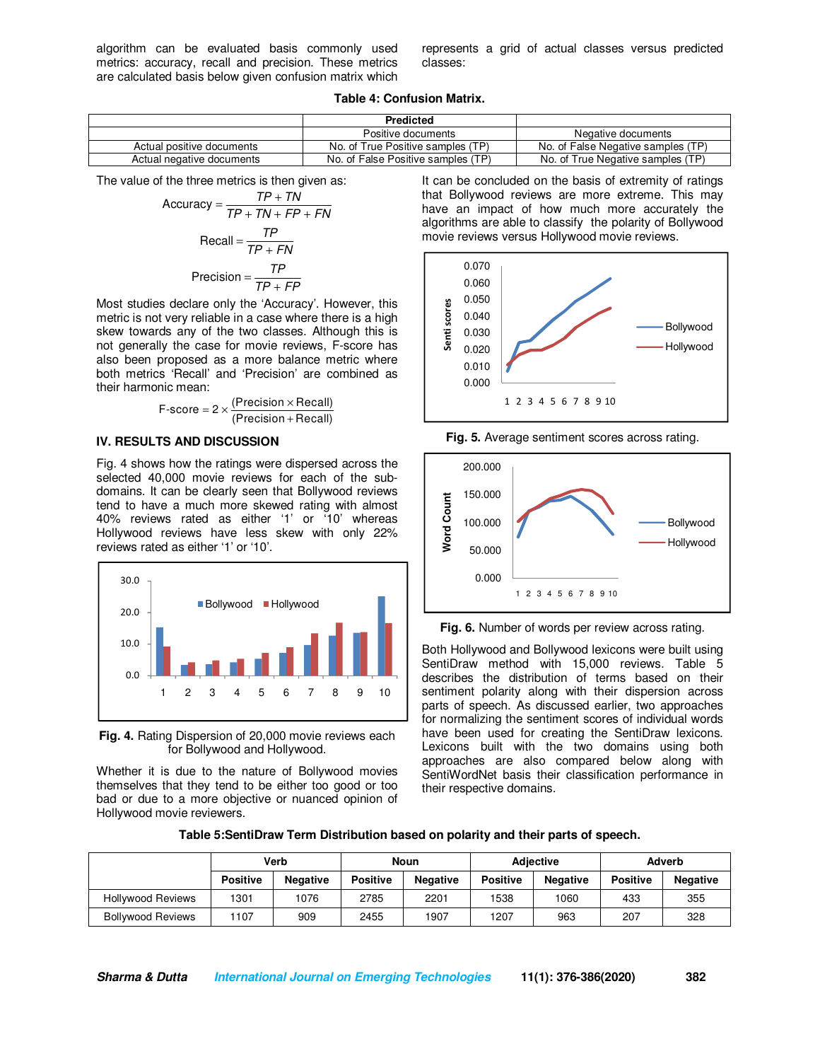algorithm can be evaluated basis commonly used metrics: accuracy, recall and precision. These metrics are calculated basis below given confusion matrix which represents a grid of actual classes versus predicted classes:

**Table 4: Confusion Matrix.**

| | Predicted | |
|---|---|---|
| | Positive documents | Negative documents |
| Actual positive documents | No. of True Positive samples (TP) | No. of False Negative samples (TP) |
| Actual negative documents | No. of False Positive samples (TP) | No. of True Negative samples (TP) |

The value of the three metrics is then given as:

$$\text{Accuracy} = \frac{TP + TN}{TP + TN + FP + FN}$$

$$\text{Recall} = \frac{TP}{TP + FN}$$

$$\text{Precision} = \frac{TP}{TP + FP}$$

Most studies declare only the 'Accuracy'. However, this metric is not very reliable in a case where there is a high skew towards any of the two classes. Although this is not generally the case for movie reviews, F-score has also been proposed as a more balance metric where both metrics 'Recall' and 'Precision' are combined as their harmonic mean:

$$\text{F-score} = 2 \times \frac{(\text{Precision} \times \text{Recall})}{(\text{Precision} + \text{Recall})}$$

## IV. RESULTS AND DISCUSSION

Fig. 4 shows how the ratings were dispersed across the selected 40,000 movie reviews for each of the sub-domains. It can be clearly seen that Bollywood reviews tend to have a much more skewed rating with almost 40% reviews rated as either '1' or '10' whereas Hollywood reviews have less skew with only 22% reviews rated as either '1' or '10'.

**Fig. 4.** Rating Dispersion of 20,000 movie reviews each for Bollywood and Hollywood.

Whether it is due to the nature of Bollywood movies themselves that they tend to be either too good or too bad or due to a more objective or nuanced opinion of Hollywood movie reviewers.

It can be concluded on the basis of extremity of ratings that Bollywood reviews are more extreme. This may have an impact of how much more accurately the algorithms are able to classify the polarity of Bollywood movie reviews versus Hollywood movie reviews.

**Fig. 5.** Average sentiment scores across rating.

**Fig. 6.** Number of words per review across rating.

Both Hollywood and Bollywood lexicons were built using SentiDraw method with 15,000 reviews. Table 5 describes the distribution of terms based on their sentiment polarity along with their dispersion across parts of speech. As discussed earlier, two approaches for normalizing the sentiment scores of individual words have been used for creating the SentiDraw lexicons. Lexicons built with the two domains using both approaches are also compared below along with SentiWordNet basis their classification performance in their respective domains.

**Table 5:SentiDraw Term Distribution based on polarity and their parts of speech.**

| | Verb | | Noun | | Adjective | | Adverb | |
|---|---|---|---|---|---|---|---|---|
| | Positive | Negative | Positive | Negative | Positive | Negative | Positive | Negative |
| Hollywood Reviews | 1301 | 1076 | 2785 | 2201 | 1538 | 1060 | 433 | 355 |
| Bollywood Reviews | 1107 | 909 | 2455 | 1907 | 1207 | 963 | 207 | 328 |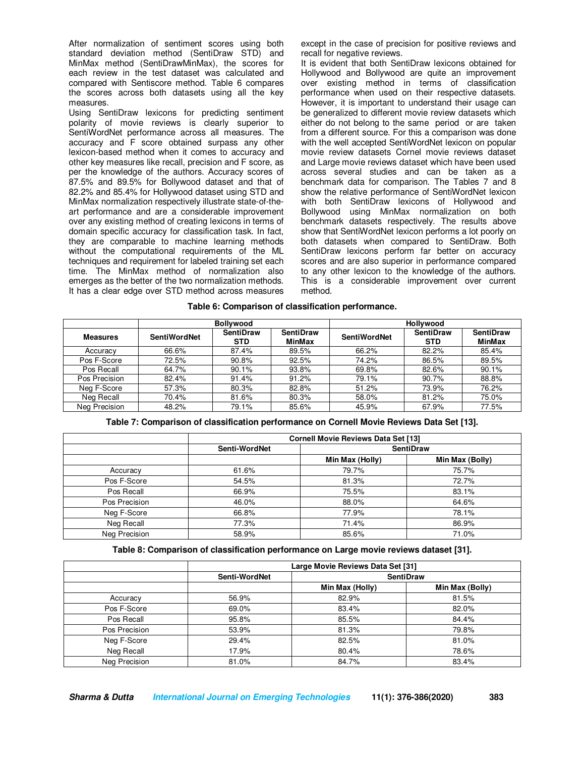After normalization of sentiment scores using both standard deviation method (SentiDraw STD) and MinMax method (SentiDrawMinMax), the scores for each review in the test dataset was calculated and compared with Sentiscore method. Table 6 compares the scores across both datasets using all the key measures.

Using SentiDraw lexicons for predicting sentiment polarity of movie reviews is clearly superior to SentiWordNet performance across all measures. The accuracy and F score obtained surpass any other lexicon-based method when it comes to accuracy and other key measures like recall, precision and F score, as per the knowledge of the authors. Accuracy scores of 87.5% and 89.5% for Bollywood dataset and that of 82.2% and 85.4% for Hollywood dataset using STD and MinMax normalization respectively illustrate state-of-the-art performance and are a considerable improvement over any existing method of creating lexicons in terms of domain specific accuracy for classification task. In fact, they are comparable to machine learning methods without the computational requirements of the ML techniques and requirement for labeled training set each time. The MinMax method of normalization also emerges as the better of the two normalization methods. It has a clear edge over STD method across measures except in the case of precision for positive reviews and recall for negative reviews.

It is evident that both SentiDraw lexicons obtained for Hollywood and Bollywood are quite an improvement over existing method in terms of classification performance when used on their respective datasets. However, it is important to understand their usage can be generalized to different movie review datasets which either do not belong to the same period or are taken from a different source. For this a comparison was done with the well accepted SentiWordNet lexicon on popular movie review datasets Cornel movie reviews dataset and Large movie reviews dataset which have been used across several studies and can be taken as a benchmark data for comparison. The Tables 7 and 8 show the relative performance of SentiWordNet lexicon with both SentiDraw lexicons of Hollywood and Bollywood using MinMax normalization on both benchmark datasets respectively. The results above show that SentiWordNet lexicon performs a lot poorly on both datasets when compared to SentiDraw. Both SentiDraw lexicons perform far better on accuracy scores and are also superior in performance compared to any other lexicon to the knowledge of the authors. This is a considerable improvement over current method.

**Table 6: Comparison of classification performance.**

| | Bollywood | | | Hollywood | | |
|---|---|---|---|---|---|---|
| **Measures** | **SentiWordNet** | **SentiDraw STD** | **SentiDraw MinMax** | **SentiWordNet** | **SentiDraw STD** | **SentiDraw MinMax** |
| Accuracy | 66.6% | 87.4% | 89.5% | 66.2% | 82.2% | 85.4% |
| Pos F-Score | 72.5% | 90.8% | 92.5% | 74.2% | 86.5% | 89.5% |
| Pos Recall | 64.7% | 90.1% | 93.8% | 69.8% | 82.6% | 90.1% |
| Pos Precision | 82.4% | 91.4% | 91.2% | 79.1% | 90.7% | 88.8% |
| Neg F-Score | 57.3% | 80.3% | 82.8% | 51.2% | 73.9% | 76.2% |
| Neg Recall | 70.4% | 81.6% | 80.3% | 58.0% | 81.2% | 75.0% |
| Neg Precision | 48.2% | 79.1% | 85.6% | 45.9% | 67.9% | 77.5% |

**Table 7: Comparison of classification performance on Cornell Movie Reviews Data Set [13].**

| | Cornell Movie Reviews Data Set [13] | | |
|---|---|---|---|
| | **Senti-WordNet** | **SentiDraw** | |
| | | **Min Max (Holly)** | **Min Max (Bolly)** |
| Accuracy | 61.6% | 79.7% | 75.7% |
| Pos F-Score | 54.5% | 81.3% | 72.7% |
| Pos Recall | 66.9% | 75.5% | 83.1% |
| Pos Precision | 46.0% | 88.0% | 64.6% |
| Neg F-Score | 66.8% | 77.9% | 78.1% |
| Neg Recall | 77.3% | 71.4% | 86.9% |
| Neg Precision | 58.9% | 85.6% | 71.0% |

**Table 8: Comparison of classification performance on Large movie reviews dataset [31].**

| | Large Movie Reviews Data Set [31] | | |
|---|---|---|---|
| | **Senti-WordNet** | **SentiDraw** | |
| | | **Min Max (Holly)** | **Min Max (Bolly)** |
| Accuracy | 56.9% | 82.9% | 81.5% |
| Pos F-Score | 69.0% | 83.4% | 82.0% |
| Pos Recall | 95.8% | 85.5% | 84.4% |
| Pos Precision | 53.9% | 81.3% | 79.8% |
| Neg F-Score | 29.4% | 82.5% | 81.0% |
| Neg Recall | 17.9% | 80.4% | 78.6% |
| Neg Precision | 81.0% | 84.7% | 83.4% |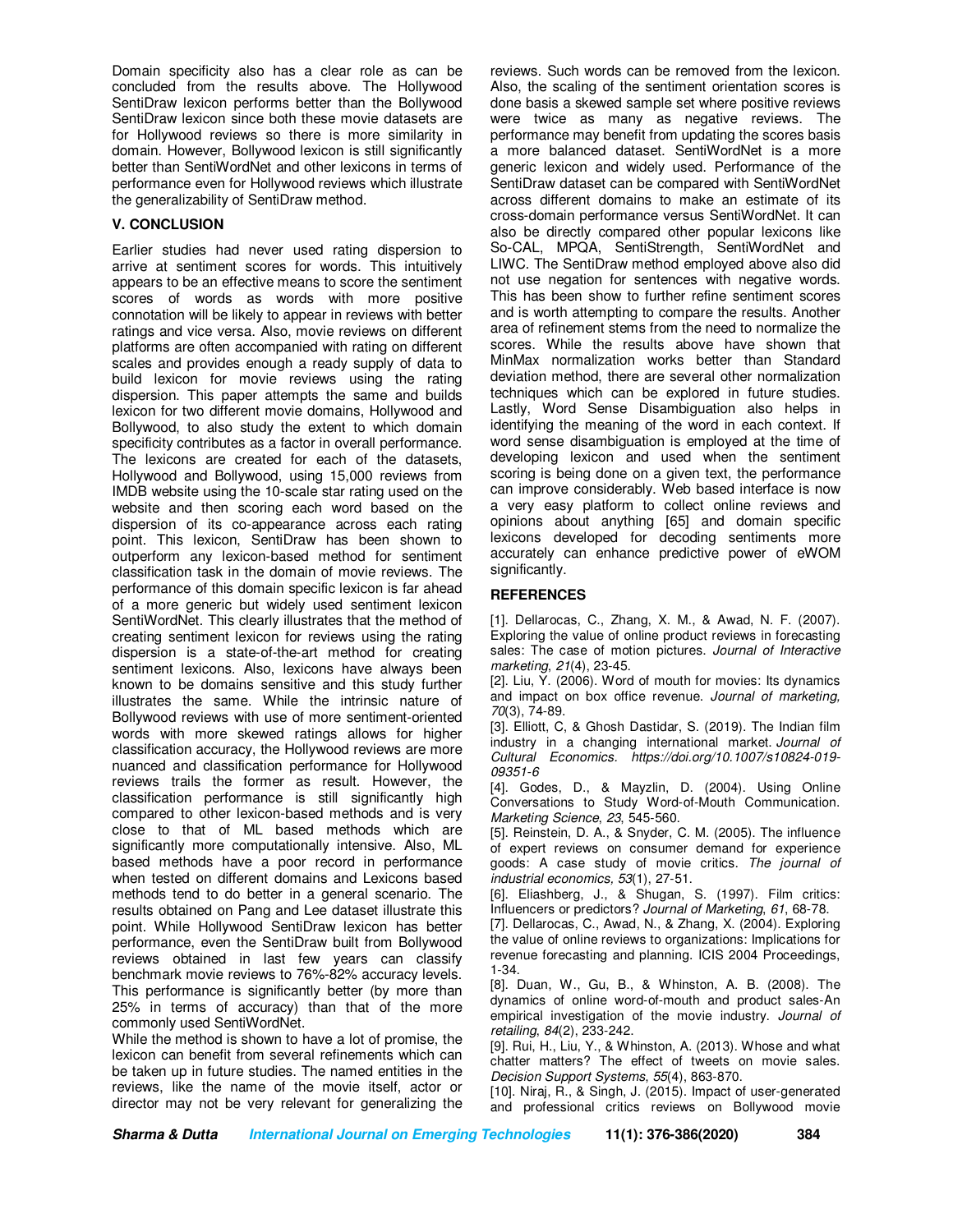Domain specificity also has a clear role as can be concluded from the results above. The Hollywood SentiDraw lexicon performs better than the Bollywood SentiDraw lexicon since both these movie datasets are for Hollywood reviews so there is more similarity in domain. However, Bollywood lexicon is still significantly better than SentiWordNet and other lexicons in terms of performance even for Hollywood reviews which illustrate the generalizability of SentiDraw method.

## V. CONCLUSION

Earlier studies had never used rating dispersion to arrive at sentiment scores for words. This intuitively appears to be an effective means to score the sentiment scores of words as words with more positive connotation will be likely to appear in reviews with better ratings and vice versa. Also, movie reviews on different platforms are often accompanied with rating on different scales and provides enough a ready supply of data to build lexicon for movie reviews using the rating dispersion. This paper attempts the same and builds lexicon for two different movie domains, Hollywood and Bollywood, to also study the extent to which domain specificity contributes as a factor in overall performance. The lexicons are created for each of the datasets, Hollywood and Bollywood, using 15,000 reviews from IMDB website using the 10-scale star rating used on the website and then scoring each word based on the dispersion of its co-appearance across each rating point. This lexicon, SentiDraw has been shown to outperform any lexicon-based method for sentiment classification task in the domain of movie reviews. The performance of this domain specific lexicon is far ahead of a more generic but widely used sentiment lexicon SentiWordNet. This clearly illustrates that the method of creating sentiment lexicon for reviews using the rating dispersion is a state-of-the-art method for creating sentiment lexicons. Also, lexicons have always been known to be domains sensitive and this study further illustrates the same. While the intrinsic nature of Bollywood reviews with use of more sentiment-oriented words with more skewed ratings allows for higher classification accuracy, the Hollywood reviews are more nuanced and classification performance for Hollywood reviews trails the former as result. However, the classification performance is still significantly high compared to other lexicon-based methods and is very close to that of ML based methods which are significantly more computationally intensive. Also, ML based methods have a poor record in performance when tested on different domains and Lexicons based methods tend to do better in a general scenario. The results obtained on Pang and Lee dataset illustrate this point. While Hollywood SentiDraw lexicon has better performance, even the SentiDraw built from Bollywood reviews obtained in last few years can classify benchmark movie reviews to 76%-82% accuracy levels. This performance is significantly better (by more than 25% in terms of accuracy) than that of the more commonly used SentiWordNet.

While the method is shown to have a lot of promise, the lexicon can benefit from several refinements which can be taken up in future studies. The named entities in the reviews, like the name of the movie itself, actor or director may not be very relevant for generalizing the reviews. Such words can be removed from the lexicon. Also, the scaling of the sentiment orientation scores is done basis a skewed sample set where positive reviews were twice as many as negative reviews. The performance may benefit from updating the scores basis a more balanced dataset. SentiWordNet is a more generic lexicon and widely used. Performance of the SentiDraw dataset can be compared with SentiWordNet across different domains to make an estimate of its cross-domain performance versus SentiWordNet. It can also be directly compared other popular lexicons like So-CAL, MPQA, SentiStrength, SentiWordNet and LIWC. The SentiDraw method employed above also did not use negation for sentences with negative words. This has been show to further refine sentiment scores and is worth attempting to compare the results. Another area of refinement stems from the need to normalize the scores. While the results above have shown that MinMax normalization works better than Standard deviation method, there are several other normalization techniques which can be explored in future studies. Lastly, Word Sense Disambiguation also helps in identifying the meaning of the word in each context. If word sense disambiguation is employed at the time of developing lexicon and used when the sentiment scoring is being done on a given text, the performance can improve considerably. Web based interface is now a very easy platform to collect online reviews and opinions about anything [65] and domain specific lexicons developed for decoding sentiments more accurately can enhance predictive power of eWOM significantly.

## REFERENCES

[1]. Dellarocas, C., Zhang, X. M., & Awad, N. F. (2007). Exploring the value of online product reviews in forecasting sales: The case of motion pictures. *Journal of Interactive marketing*, *21*(4), 23-45.

[2]. Liu, Y. (2006). Word of mouth for movies: Its dynamics and impact on box office revenue. *Journal of marketing, 70*(3), 74-89.

[3]. Elliott, C, & Ghosh Dastidar, S. (2019). The Indian film industry in a changing international market. *Journal of Cultural Economics. https://doi.org/10.1007/s10824-019-09351-6*

[4]. Godes, D., & Mayzlin, D. (2004). Using Online Conversations to Study Word-of-Mouth Communication. *Marketing Science*, *23*, 545-560.

[5]. Reinstein, D. A., & Snyder, C. M. (2005). The influence of expert reviews on consumer demand for experience goods: A case study of movie critics. *The journal of industrial economics, 53*(1), 27-51.

[6]. Eliashberg, J., & Shugan, S. (1997). Film critics: Influencers or predictors? *Journal of Marketing*, *61*, 68-78.

[7]. Dellarocas, C., Awad, N., & Zhang, X. (2004). Exploring the value of online reviews to organizations: Implications for revenue forecasting and planning. ICIS 2004 Proceedings, 1-34.

[8]. Duan, W., Gu, B., & Whinston, A. B. (2008). The dynamics of online word-of-mouth and product sales-An empirical investigation of the movie industry. *Journal of retailing*, *84*(2), 233-242.

[9]. Rui, H., Liu, Y., & Whinston, A. (2013). Whose and what chatter matters? The effect of tweets on movie sales. *Decision Support Systems*, *55*(4), 863-870.

[10]. Niraj, R., & Singh, J. (2015). Impact of user-generated and professional critics reviews on Bollywood movie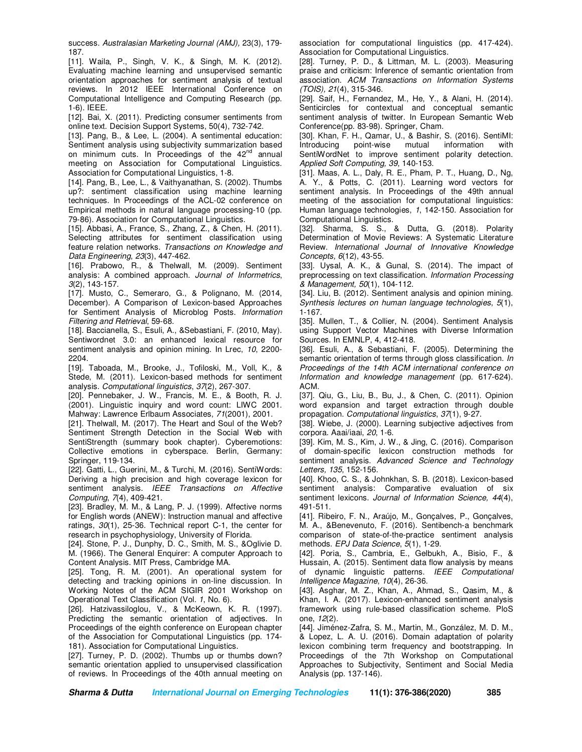success. *Australasian Marketing Journal (AMJ),* 23(3), 179-187.

[11]. Waila, P., Singh, V. K., & Singh, M. K. (2012). Evaluating machine learning and unsupervised semantic orientation approaches for sentiment analysis of textual reviews. In 2012 IEEE International Conference on Computational Intelligence and Computing Research (pp. 1-6). IEEE.

[12]. Bai, X. (2011). Predicting consumer sentiments from online text. Decision Support Systems, 50(4), 732-742.

[13]. Pang, B., & Lee, L. (2004). A sentimental education: Sentiment analysis using subjectivity summarization based on minimum cuts. In Proceedings of the 42nd annual meeting on Association for Computational Linguistics. Association for Computational Linguistics, 1-8.

[14]. Pang, B., Lee, L., & Vaithyanathan, S. (2002). Thumbs up?: sentiment classification using machine learning techniques. In Proceedings of the ACL-02 conference on Empirical methods in natural language processing-10 (pp. 79-86). Association for Computational Linguistics.

[15]. Abbasi, A., France, S., Zhang, Z., & Chen, H. (2011). Selecting attributes for sentiment classification using feature relation networks. *Transactions on Knowledge and Data Engineering*, *23*(3), 447-462.

[16]. Prabowo, R., & Thelwall, M. (2009). Sentiment analysis: A combined approach. *Journal of Informetrics*, *3*(2), 143-157.

[17]. Musto, C., Semeraro, G., & Polignano, M. (2014, December). A Comparison of Lexicon-based Approaches for Sentiment Analysis of Microblog Posts. *Information Filtering and Retrieval*, 59-68.

[18]. Baccianella, S., Esuli, A., &Sebastiani, F. (2010, May). Sentiwordnet 3.0: an enhanced lexical resource for sentiment analysis and opinion mining. In Lrec, *10*, 2200-2204.

[19]. Taboada, M., Brooke, J., Tofiloski, M., Voll, K., & Stede, M. (2011). Lexicon-based methods for sentiment analysis. *Computational linguistics*, *37*(2), 267-307.

[20]. Pennebaker, J. W., Francis, M. E., & Booth, R. J. (2001). Linguistic inquiry and word count: LIWC 2001. Mahway: Lawrence Erlbaum Associates, *71*(2001), 2001.

[21]. Thelwall, M. (2017). The Heart and Soul of the Web? Sentiment Strength Detection in the Social Web with SentiStrength (summary book chapter). Cyberemotions: Collective emotions in cyberspace. Berlin, Germany: Springer, 119-134.

[22]. Gatti, L., Guerini, M., & Turchi, M. (2016). SentiWords: Deriving a high precision and high coverage lexicon for sentiment analysis. *IEEE Transactions on Affective Computing*, *7*(4), 409-421.

[23]. Bradley, M. M., & Lang, P. J. (1999). Affective norms for English words (ANEW): Instruction manual and affective ratings, *30*(1), 25-36. Technical report C-1, the center for research in psychophysiology, University of Florida.

[24]. Stone, P. J., Dunphy, D. C., Smith, M. S., &Oglivie D. M. (1966). The General Enquirer: A computer Approach to Content Analysis. MIT Press, Cambridge MA.

[25]. Tong, R. M. (2001). An operational system for detecting and tracking opinions in on-line discussion. In Working Notes of the ACM SIGIR 2001 Workshop on Operational Text Classification (Vol. *1*, No. 6).

[26]. Hatzivassiloglou, V., & McKeown, K. R. (1997). Predicting the semantic orientation of adjectives. In Proceedings of the eighth conference on European chapter of the Association for Computational Linguistics (pp. 174-181). Association for Computational Linguistics.

[27]. Turney, P. D. (2002). Thumbs up or thumbs down? semantic orientation applied to unsupervised classification of reviews. In Proceedings of the 40th annual meeting on association for computational linguistics (pp. 417-424). Association for Computational Linguistics.

[28]. Turney, P. D., & Littman, M. L. (2003). Measuring praise and criticism: Inference of semantic orientation from association. *ACM Transactions on Information Systems (TOIS), 21*(4), 315-346.

[29]. Saif, H., Fernandez, M., He, Y., & Alani, H. (2014). Senticircles for contextual and conceptual semantic sentiment analysis of twitter. In European Semantic Web Conference(pp. 83-98). Springer, Cham.

[30]. Khan, F. H., Qamar, U., & Bashir, S. (2016). SentiMI: Introducing point-wise mutual information with SentiWordNet to improve sentiment polarity detection. *Applied Soft Computing, 39*, 140-153.

[31]. Maas, A. L., Daly, R. E., Pham, P. T., Huang, D., Ng, A. Y., & Potts, C. (2011). Learning word vectors for sentiment analysis. In Proceedings of the 49th annual meeting of the association for computational linguistics: Human language technologies, *1*, 142-150. Association for Computational Linguistics.

[32]. Sharma, S. S., & Dutta, G. (2018). Polarity Determination of Movie Reviews: A Systematic Literature Review. *International Journal of Innovative Knowledge Concepts, 6*(12), 43-55.

[33]. Uysal, A. K., & Gunal, S. (2014). The impact of preprocessing on text classification. *Information Processing & Management, 50*(1), 104-112.

[34]. Liu, B. (2012). Sentiment analysis and opinion mining. *Synthesis lectures on human language technologies*, *5*(1), 1-167.

[35]. Mullen, T., & Collier, N. (2004). Sentiment Analysis using Support Vector Machines with Diverse Information Sources. In EMNLP, 4, 412-418.

[36]. Esuli, A., & Sebastiani, F. (2005). Determining the semantic orientation of terms through gloss classification. *In Proceedings of the 14th ACM international conference on Information and knowledge management* (pp. 617-624). ACM.

[37]. Qiu, G., Liu, B., Bu, J., & Chen, C. (2011). Opinion word expansion and target extraction through double propagation. *Computational linguistics*, *37*(1), 9-27.

[38]. Wiebe, J. (2000). Learning subjective adjectives from corpora. Aaai/iaai, *20*, 1-6.

[39]. Kim, M. S., Kim, J. W., & Jing, C. (2016). Comparison of domain-specific lexicon construction methods for sentiment analysis. *Advanced Science and Technology Letters, 135*, 152-156.

[40]. Khoo, C. S., & Johnkhan, S. B. (2018). Lexicon-based sentiment analysis: Comparative evaluation of six sentiment lexicons. *Journal of Information Science, 44*(4), 491-511.

[41]. Ribeiro, F. N., Araújo, M., Gonçalves, P., Gonçalves, M. A., &Benevenuto, F. (2016). Sentibench-a benchmark comparison of state-of-the-practice sentiment analysis methods. *EPJ Data Science*, *5*(1), 1-29.

[42]. Poria, S., Cambria, E., Gelbukh, A., Bisio, F., & Hussain, A. (2015). Sentiment data flow analysis by means of dynamic linguistic patterns. *IEEE Computational Intelligence Magazine*, *10*(4), 26-36.

[43]. Asghar, M. Z., Khan, A., Ahmad, S., Qasim, M., & Khan, I. A. (2017). Lexicon-enhanced sentiment analysis framework using rule-based classification scheme. PloS one, *12*(2).

[44]. Jiménez-Zafra, S. M., Martin, M., González, M. D. M., & Lopez, L. A. U. (2016). Domain adaptation of polarity lexicon combining term frequency and bootstrapping. In Proceedings of the 7th Workshop on Computational Approaches to Subjectivity, Sentiment and Social Media Analysis (pp. 137-146).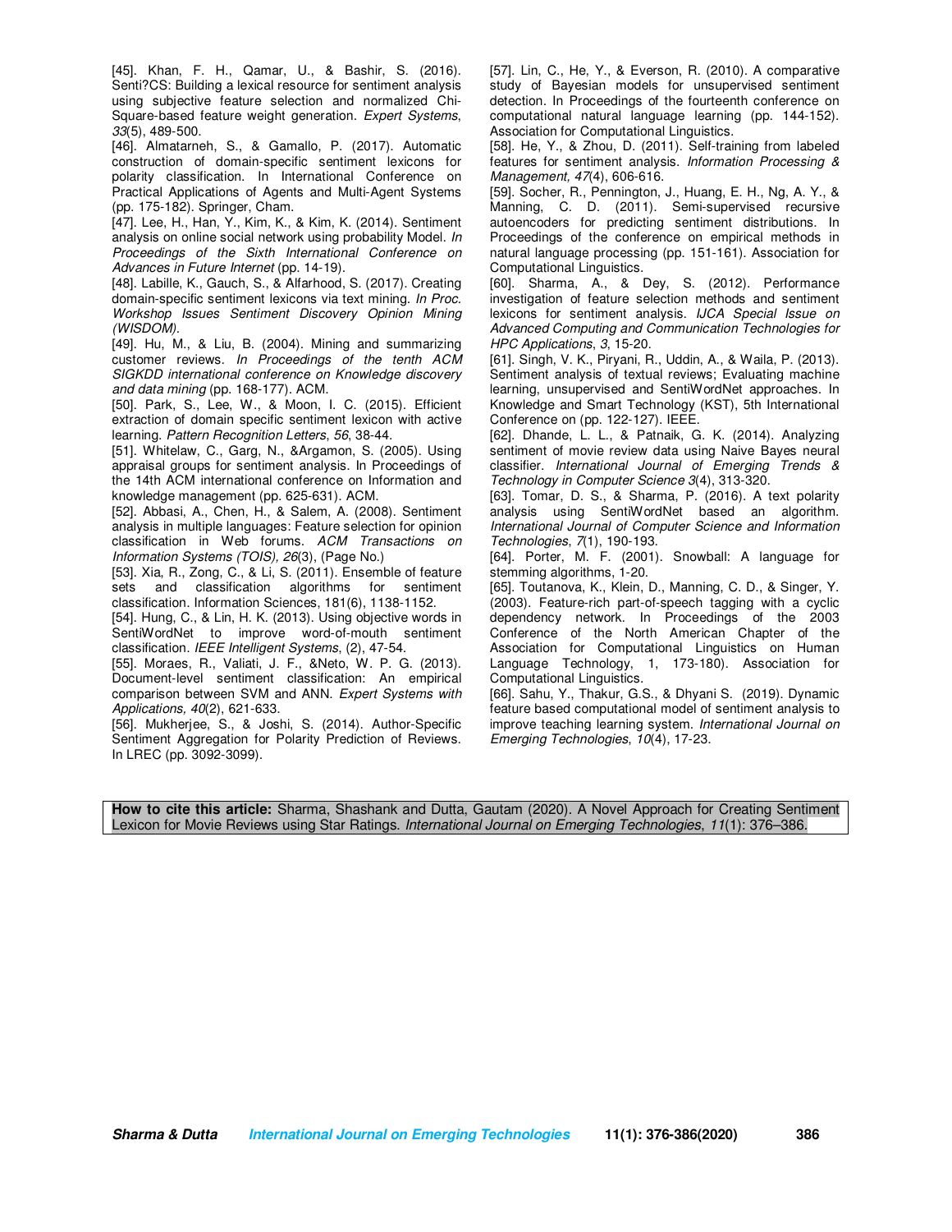[45]. Khan, F. H., Qamar, U., & Bashir, S. (2016). Senti?CS: Building a lexical resource for sentiment analysis using subjective feature selection and normalized Chi-Square-based feature weight generation. *Expert Systems*, *33*(5), 489-500.

[46]. Almatarneh, S., & Gamallo, P. (2017). Automatic construction of domain-specific sentiment lexicons for polarity classification. In International Conference on Practical Applications of Agents and Multi-Agent Systems (pp. 175-182). Springer, Cham.

[47]. Lee, H., Han, Y., Kim, K., & Kim, K. (2014). Sentiment analysis on online social network using probability Model. *In Proceedings of the Sixth International Conference on Advances in Future Internet* (pp. 14-19).

[48]. Labille, K., Gauch, S., & Alfarhood, S. (2017). Creating domain-specific sentiment lexicons via text mining. *In Proc. Workshop Issues Sentiment Discovery Opinion Mining (WISDOM)*.

[49]. Hu, M., & Liu, B. (2004). Mining and summarizing customer reviews. *In Proceedings of the tenth ACM SIGKDD international conference on Knowledge discovery and data mining* (pp. 168-177). ACM.

[50]. Park, S., Lee, W., & Moon, I. C. (2015). Efficient extraction of domain specific sentiment lexicon with active learning. *Pattern Recognition Letters*, *56*, 38-44.

[51]. Whitelaw, C., Garg, N., &Argamon, S. (2005). Using appraisal groups for sentiment analysis. In Proceedings of the 14th ACM international conference on Information and knowledge management (pp. 625-631). ACM.

[52]. Abbasi, A., Chen, H., & Salem, A. (2008). Sentiment analysis in multiple languages: Feature selection for opinion classification in Web forums. *ACM Transactions on Information Systems (TOIS)*, *26*(3), (Page No.)

[53]. Xia, R., Zong, C., & Li, S. (2011). Ensemble of feature sets and classification algorithms for sentiment classification. Information Sciences, 181(6), 1138-1152.

[54]. Hung, C., & Lin, H. K. (2013). Using objective words in SentiWordNet to improve word-of-mouth sentiment classification. *IEEE Intelligent Systems*, (2), 47-54.

[55]. Moraes, R., Valiati, J. F., &Neto, W. P. G. (2013). Document-level sentiment classification: An empirical comparison between SVM and ANN. *Expert Systems with Applications*, *40*(2), 621-633.

[56]. Mukherjee, S., & Joshi, S. (2014). Author-Specific Sentiment Aggregation for Polarity Prediction of Reviews. In LREC (pp. 3092-3099).

[57]. Lin, C., He, Y., & Everson, R. (2010). A comparative study of Bayesian models for unsupervised sentiment detection. In Proceedings of the fourteenth conference on computational natural language learning (pp. 144-152). Association for Computational Linguistics.

[58]. He, Y., & Zhou, D. (2011). Self-training from labeled features for sentiment analysis. *Information Processing & Management, 47*(4), 606-616.

[59]. Socher, R., Pennington, J., Huang, E. H., Ng, A. Y., & Manning, C. D. (2011). Semi-supervised recursive autoencoders for predicting sentiment distributions. In Proceedings of the conference on empirical methods in natural language processing (pp. 151-161). Association for Computational Linguistics.

[60]. Sharma, A., & Dey, S. (2012). Performance investigation of feature selection methods and sentiment lexicons for sentiment analysis. *IJCA Special Issue on Advanced Computing and Communication Technologies for HPC Applications*, *3*, 15-20.

[61]. Singh, V. K., Piryani, R., Uddin, A., & Waila, P. (2013). Sentiment analysis of textual reviews; Evaluating machine learning, unsupervised and SentiWordNet approaches. In Knowledge and Smart Technology (KST), 5th International Conference on (pp. 122-127). IEEE.

[62]. Dhande, L. L., & Patnaik, G. K. (2014). Analyzing sentiment of movie review data using Naive Bayes neural classifier. *International Journal of Emerging Trends & Technology in Computer Science 3*(4), 313-320.

[63]. Tomar, D. S., & Sharma, P. (2016). A text polarity analysis using SentiWordNet based an algorithm. *International Journal of Computer Science and Information Technologies*, *7*(1), 190-193.

[64]. Porter, M. F. (2001). Snowball: A language for stemming algorithms, 1-20.

[65]. Toutanova, K., Klein, D., Manning, C. D., & Singer, Y. (2003). Feature-rich part-of-speech tagging with a cyclic dependency network. In Proceedings of the 2003 Conference of the North American Chapter of the Association for Computational Linguistics on Human Language Technology, 1, 173-180). Association for Computational Linguistics.

[66]. Sahu, Y., Thakur, G.S., & Dhyani S. (2019). Dynamic feature based computational model of sentiment analysis to improve teaching learning system. *International Journal on Emerging Technologies*, *10*(4), 17-23.

**How to cite this article:** Sharma, Shashank and Dutta, Gautam (2020). A Novel Approach for Creating Sentiment Lexicon for Movie Reviews using Star Ratings. *International Journal on Emerging Technologies*, *11*(1): 376–386.